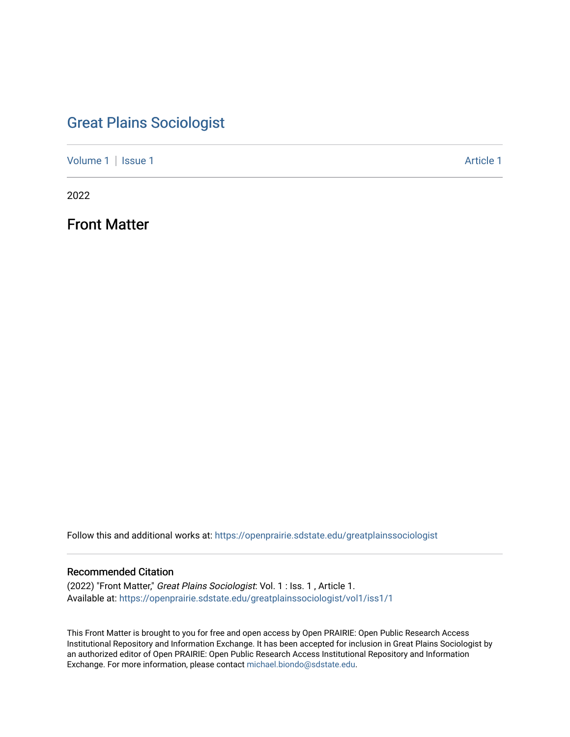# Great Plains Sociologist

Volume 1 | Issue 1 Article 1

2022

## Front Matter

Follow this and additional works at: https://openprairie.sdstate.edu/greatplainssociologist

### Recommended Citation

(2022) "Front Matter," *Great Plains Sociologist*: Vol. 1 : Iss. 1 , Article 1.
Available at: https://openprairie.sdstate.edu/greatplainssociologist/vol1/iss1/1

This Front Matter is brought to you for free and open access by Open PRAIRIE: Open Public Research Access Institutional Repository and Information Exchange. It has been accepted for inclusion in Great Plains Sociologist by an authorized editor of Open PRAIRIE: Open Public Research Access Institutional Repository and Information Exchange. For more information, please contact michael.biondo@sdstate.edu.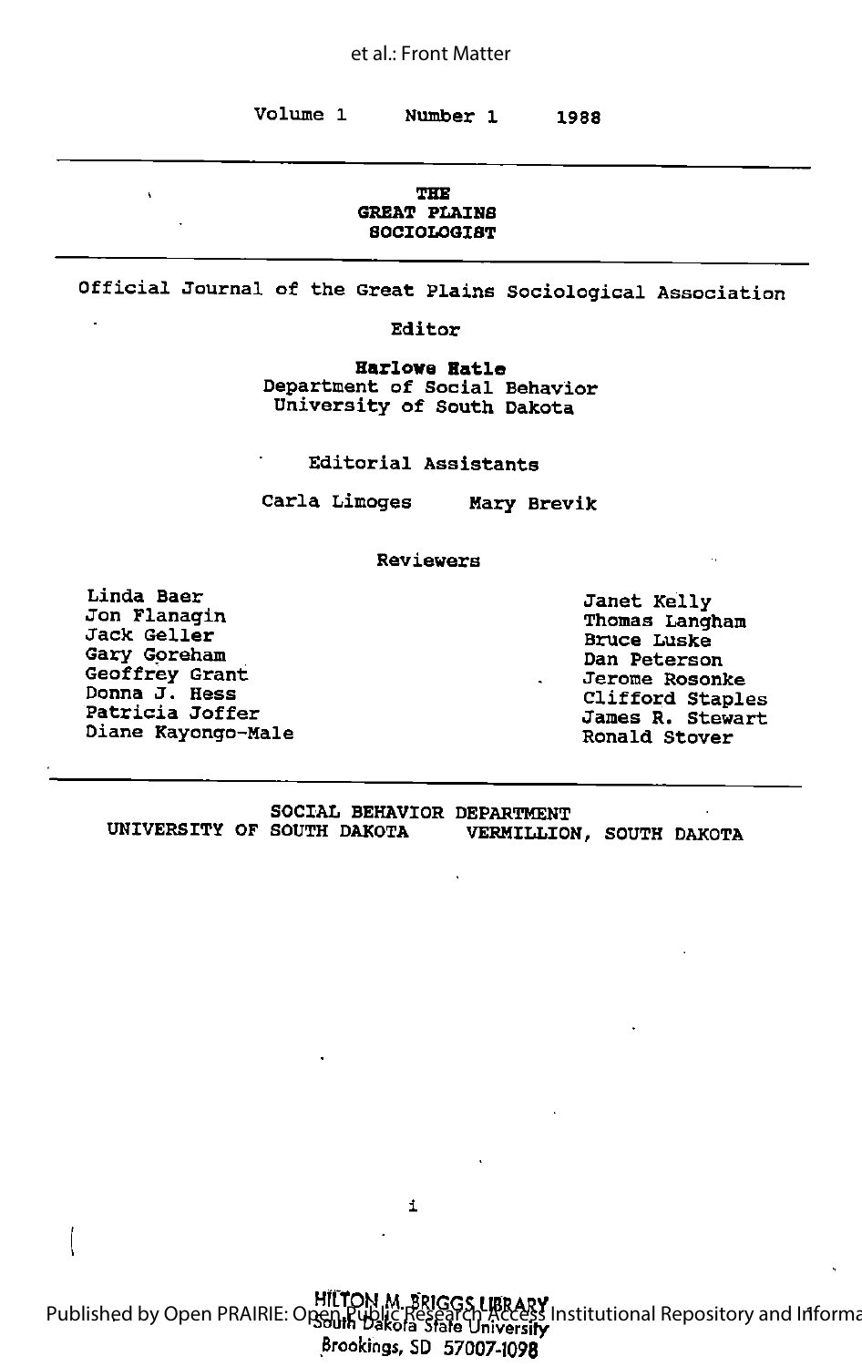Volume 1 Number 1 1988

# THE GREAT PLAINS SOCIOLOGIST

Official Journal of the Great Plains Sociological Association

Editor

**Harlowe Hatle**
Department of Social Behavior
University of South Dakota

Editorial Assistants

Carla Limoges Mary Brevik

Reviewers

Linda Baer
Jon Flanagin
Jack Geller
Gary Goreham
Geoffrey Grant
Donna J. Hess
Patricia Joffer
Diane Kayongo-Male
Janet Kelly
Thomas Langham
Bruce Luske
Dan Peterson
Jerome Rosonke
Clifford Staples
James R. Stewart
Ronald Stover

SOCIAL BEHAVIOR DEPARTMENT
UNIVERSITY OF SOUTH DAKOTA VERMILLION, SOUTH DAKOTA

HILTON M. BRIGGS LIBRARY
South Dakota State University
Brookings, SD 57007-1098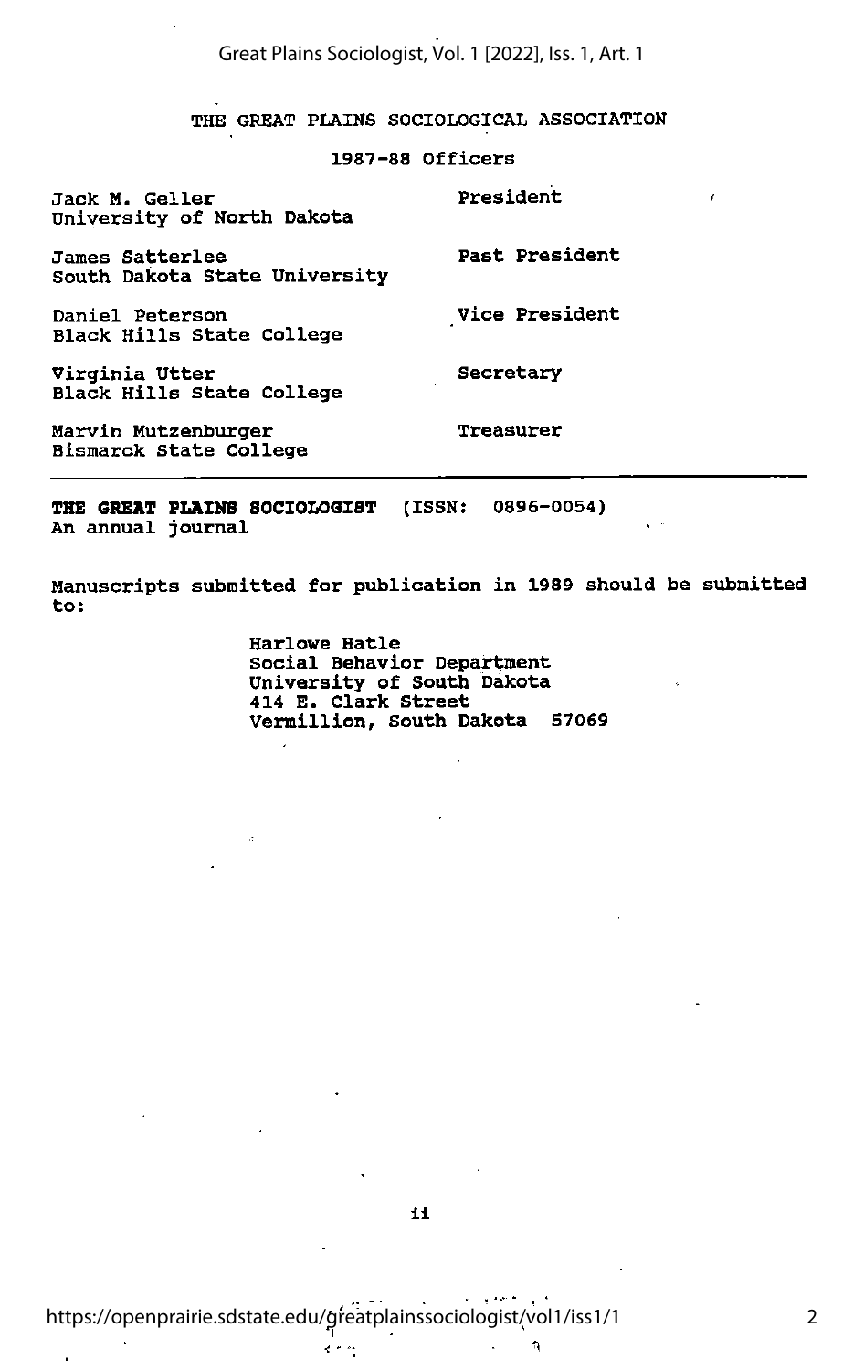# THE GREAT PLAINS SOCIOLOGICAL ASSOCIATION

## 1987-88 Officers

| | |
|---|---|
| Jack M. Geller<br>University of North Dakota | President |
| James Satterlee<br>South Dakota State University | Past President |
| Daniel Peterson<br>Black Hills State College | Vice President |
| Virginia Utter<br>Black Hills State College | Secretary |
| Marvin Mutzenburger<br>Bismarck State College | Treasurer |

---

**THE GREAT PLAINS SOCIOLOGIST** (ISSN: 0896-0054)
An annual journal

Manuscripts submitted for publication in 1989 should be submitted to:

Harlowe Hatle
Social Behavior Department
University of South Dakota
414 E. Clark Street
Vermillion, South Dakota 57069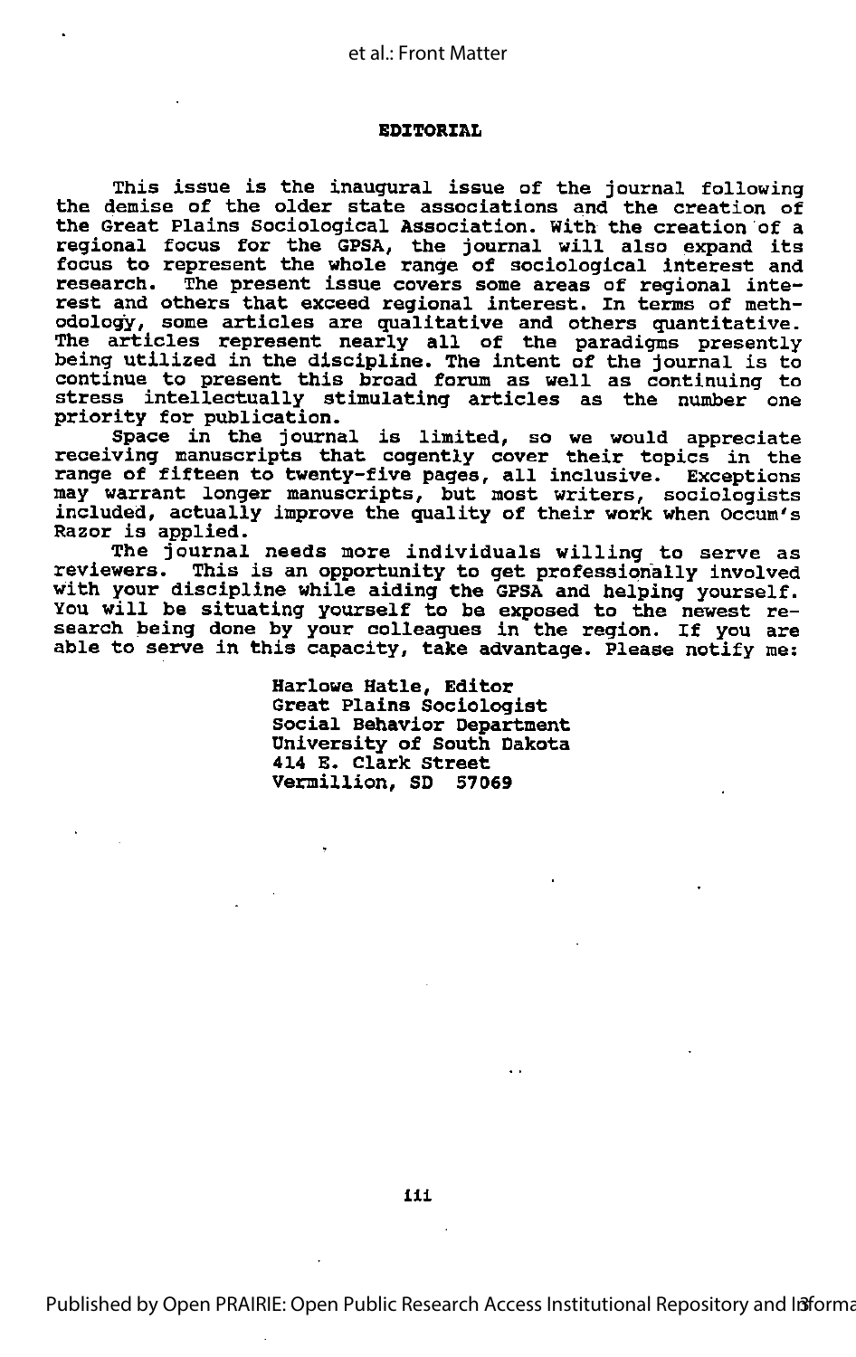# EDITORIAL

This issue is the inaugural issue of the journal following the demise of the older state associations and the creation of the Great Plains Sociological Association. With the creation of a regional focus for the GPSA, the journal will also expand its focus to represent the whole range of sociological interest and research. The present issue covers some areas of regional interest and others that exceed regional interest. In terms of methodology, some articles are qualitative and others quantitative. The articles represent nearly all of the paradigms presently being utilized in the discipline. The intent of the journal is to continue to present this broad forum as well as continuing to stress intellectually stimulating articles as the number one priority for publication.

Space in the journal is limited, so we would appreciate receiving manuscripts that cogently cover their topics in the range of fifteen to twenty-five pages, all inclusive. Exceptions may warrant longer manuscripts, but most writers, sociologists included, actually improve the quality of their work when Occum's Razor is applied.

The journal needs more individuals willing to serve as reviewers. This is an opportunity to get professionally involved with your discipline while aiding the GPSA and helping yourself. You will be situating yourself to be exposed to the newest research being done by your colleagues in the region. If you are able to serve in this capacity, take advantage. Please notify me:

Harlowe Hatle, Editor
Great Plains Sociologist
Social Behavior Department
University of South Dakota
414 E. Clark Street
Vermillion, SD 57069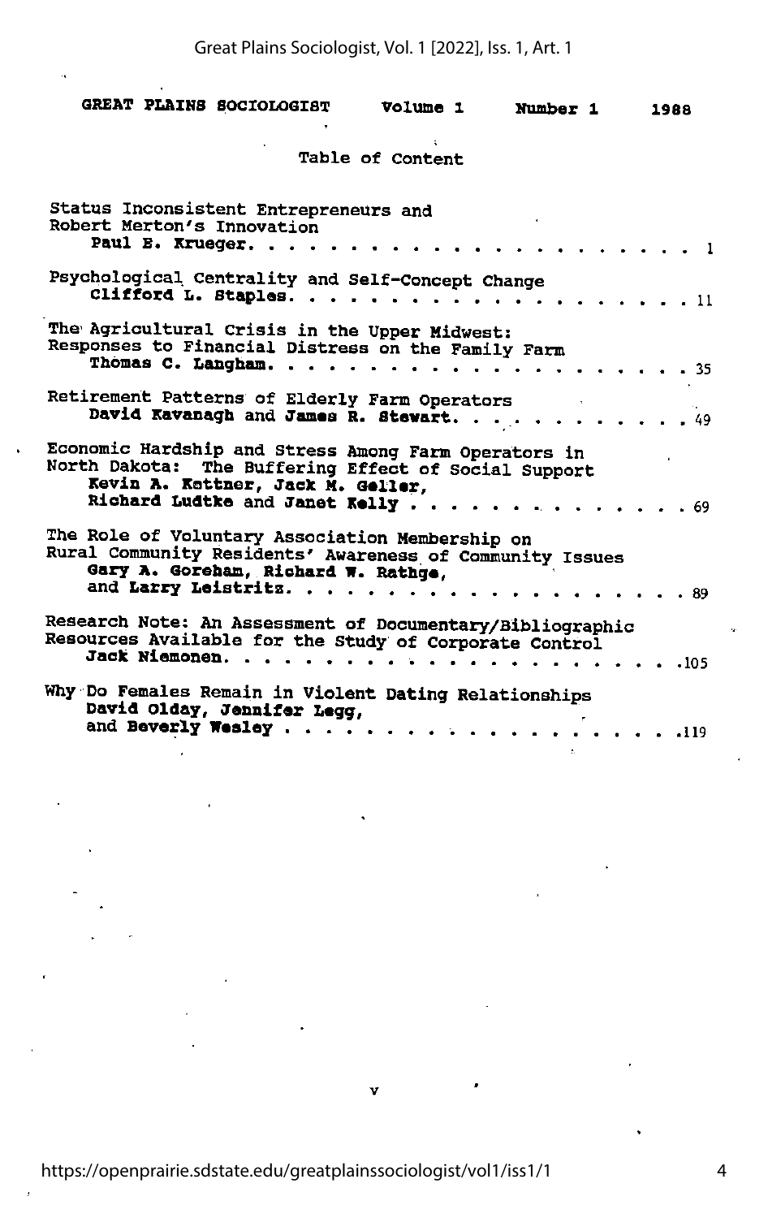GREAT PLAINS SOCIOLOGIST Volume 1 Number 1 1988

## Table of Content

Status Inconsistent Entrepreneurs and Robert Merton's Innovation
**Paul E. Krueger** . . . . . . . . . . . . . . . . . . . . 1

Psychological Centrality and Self-Concept Change
**Clifford L. Staples** . . . . . . . . . . . . . . . . . . . . 11

The Agricultural Crisis in the Upper Midwest: Responses to Financial Distress on the Family Farm
**Thomas C. Langham** . . . . . . . . . . . . . . . . . . . . 35

Retirement Patterns of Elderly Farm Operators
**David Kavanagh** and **James R. Stewart** . . . . . . . . . . . . 49

Economic Hardship and Stress Among Farm Operators in North Dakota: The Buffering Effect of Social Support
**Kevin A. Kettner, Jack M. Geller, Richard Ludtke** and **Janet Kelly** . . . . . . . . . . . . . 69

The Role of Voluntary Association Membership on Rural Community Residents' Awareness of Community Issues
**Gary A. Goreham, Richard W. Rathge,** and **Larry Leistritz** . . . . . . . . . . . . . . . . . . . . 89

Research Note: An Assessment of Documentary/Bibliographic Resources Available for the Study of Corporate Control
**Jack Niemonen** . . . . . . . . . . . . . . . . . . . . 105

Why Do Females Remain in Violent Dating Relationships
**David Olday, Jennifer Legg,** and **Beverly Wesley** . . . . . . . . . . . . . . . . . . . . 119